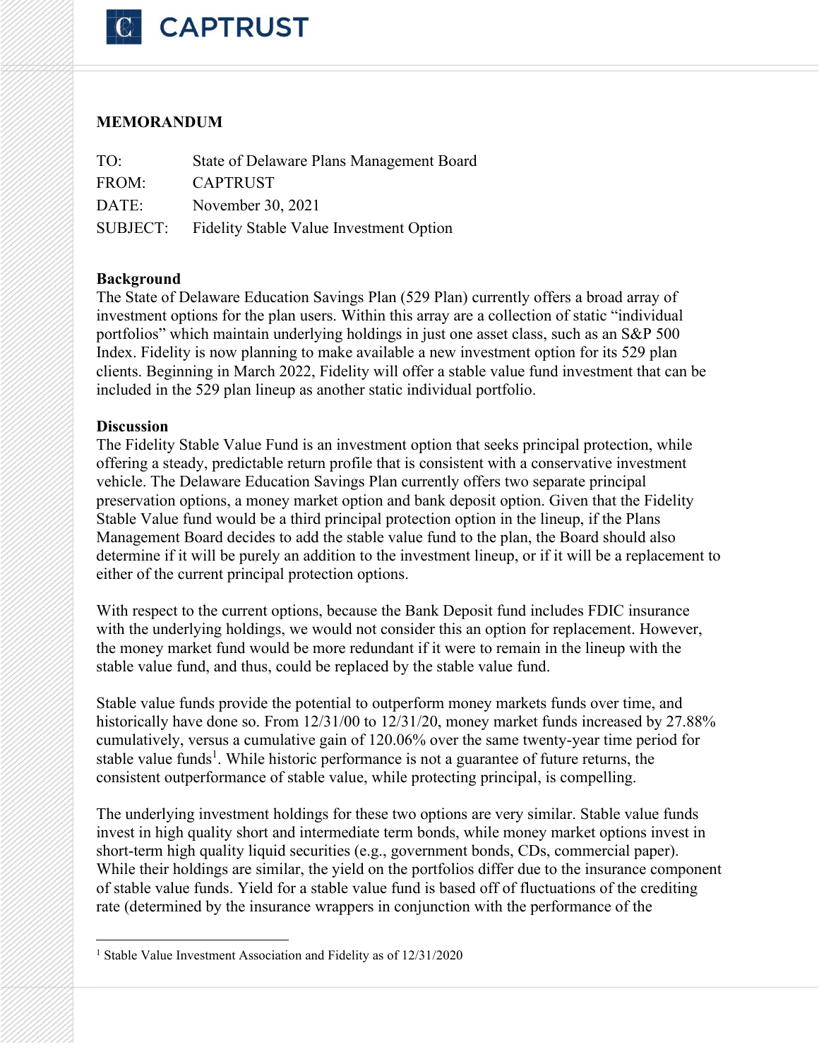# MEMORANDUM

| | |
|---|---|
| TO: | State of Delaware Plans Management Board |
| FROM: | CAPTRUST |
| DATE: | November 30, 2021 |
| SUBJECT: | Fidelity Stable Value Investment Option |

**Background**

The State of Delaware Education Savings Plan (529 Plan) currently offers a broad array of investment options for the plan users. Within this array are a collection of static "individual portfolios" which maintain underlying holdings in just one asset class, such as an S&P 500 Index. Fidelity is now planning to make available a new investment option for its 529 plan clients. Beginning in March 2022, Fidelity will offer a stable value fund investment that can be included in the 529 plan lineup as another static individual portfolio.

**Discussion**

The Fidelity Stable Value Fund is an investment option that seeks principal protection, while offering a steady, predictable return profile that is consistent with a conservative investment vehicle. The Delaware Education Savings Plan currently offers two separate principal preservation options, a money market option and bank deposit option. Given that the Fidelity Stable Value fund would be a third principal protection option in the lineup, if the Plans Management Board decides to add the stable value fund to the plan, the Board should also determine if it will be purely an addition to the investment lineup, or if it will be a replacement to either of the current principal protection options.

With respect to the current options, because the Bank Deposit fund includes FDIC insurance with the underlying holdings, we would not consider this an option for replacement. However, the money market fund would be more redundant if it were to remain in the lineup with the stable value fund, and thus, could be replaced by the stable value fund.

Stable value funds provide the potential to outperform money markets funds over time, and historically have done so. From 12/31/00 to 12/31/20, money market funds increased by 27.88% cumulatively, versus a cumulative gain of 120.06% over the same twenty-year time period for stable value funds[1]. While historic performance is not a guarantee of future returns, the consistent outperformance of stable value, while protecting principal, is compelling.

The underlying investment holdings for these two options are very similar. Stable value funds invest in high quality short and intermediate term bonds, while money market options invest in short-term high quality liquid securities (e.g., government bonds, CDs, commercial paper). While their holdings are similar, the yield on the portfolios differ due to the insurance component of stable value funds. Yield for a stable value fund is based off of fluctuations of the crediting rate (determined by the insurance wrappers in conjunction with the performance of the

[1] Stable Value Investment Association and Fidelity as of 12/31/2020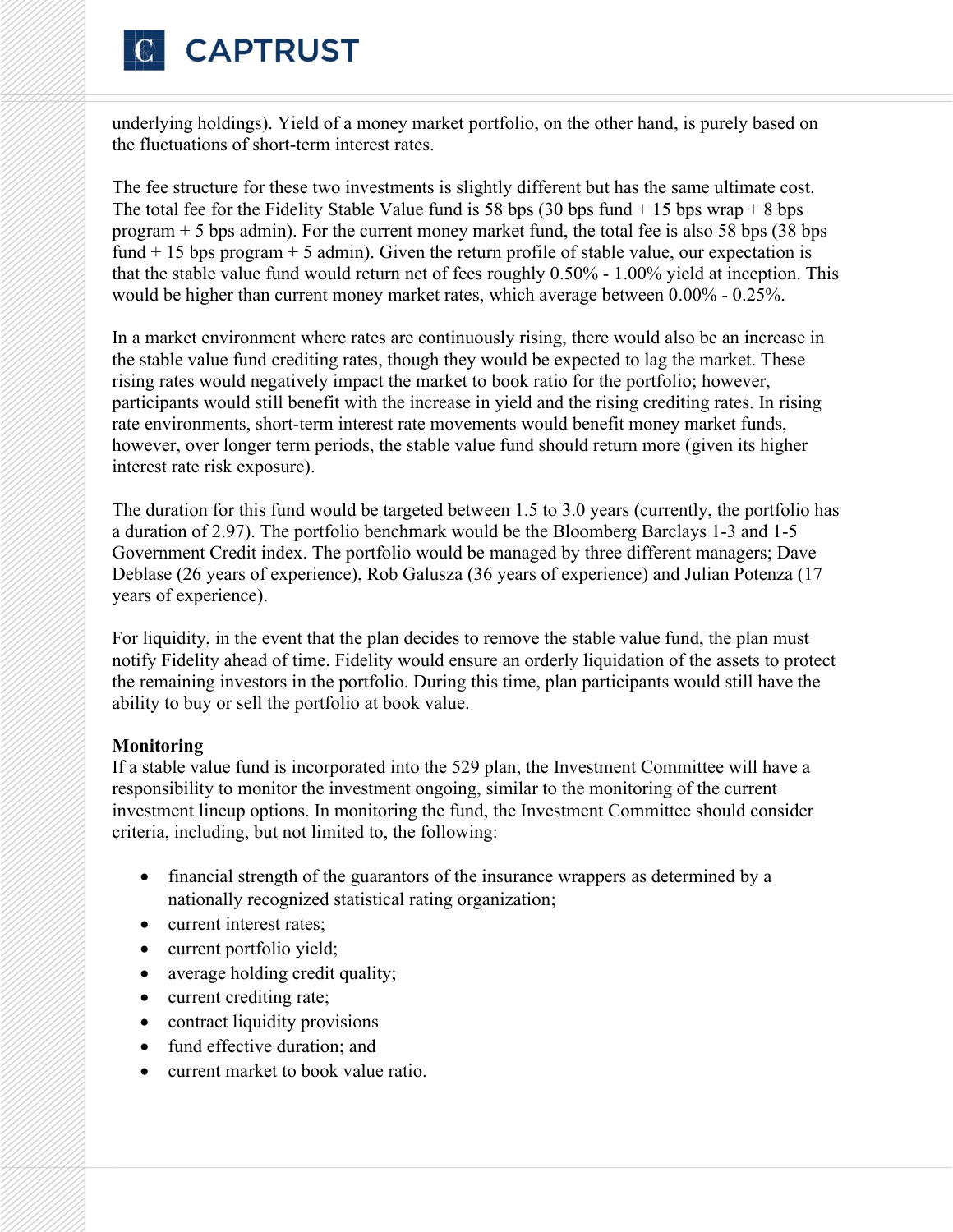underlying holdings). Yield of a money market portfolio, on the other hand, is purely based on the fluctuations of short-term interest rates.

The fee structure for these two investments is slightly different but has the same ultimate cost. The total fee for the Fidelity Stable Value fund is 58 bps (30 bps fund + 15 bps wrap + 8 bps program + 5 bps admin). For the current money market fund, the total fee is also 58 bps (38 bps fund + 15 bps program + 5 admin). Given the return profile of stable value, our expectation is that the stable value fund would return net of fees roughly 0.50% - 1.00% yield at inception. This would be higher than current money market rates, which average between 0.00% - 0.25%.

In a market environment where rates are continuously rising, there would also be an increase in the stable value fund crediting rates, though they would be expected to lag the market. These rising rates would negatively impact the market to book ratio for the portfolio; however, participants would still benefit with the increase in yield and the rising crediting rates. In rising rate environments, short-term interest rate movements would benefit money market funds, however, over longer term periods, the stable value fund should return more (given its higher interest rate risk exposure).

The duration for this fund would be targeted between 1.5 to 3.0 years (currently, the portfolio has a duration of 2.97). The portfolio benchmark would be the Bloomberg Barclays 1-3 and 1-5 Government Credit index. The portfolio would be managed by three different managers; Dave Deblase (26 years of experience), Rob Galusza (36 years of experience) and Julian Potenza (17 years of experience).

For liquidity, in the event that the plan decides to remove the stable value fund, the plan must notify Fidelity ahead of time. Fidelity would ensure an orderly liquidation of the assets to protect the remaining investors in the portfolio. During this time, plan participants would still have the ability to buy or sell the portfolio at book value.

**Monitoring**
If a stable value fund is incorporated into the 529 plan, the Investment Committee will have a responsibility to monitor the investment ongoing, similar to the monitoring of the current investment lineup options. In monitoring the fund, the Investment Committee should consider criteria, including, but not limited to, the following:

- financial strength of the guarantors of the insurance wrappers as determined by a nationally recognized statistical rating organization;
- current interest rates;
- current portfolio yield;
- average holding credit quality;
- current crediting rate;
- contract liquidity provisions
- fund effective duration; and
- current market to book value ratio.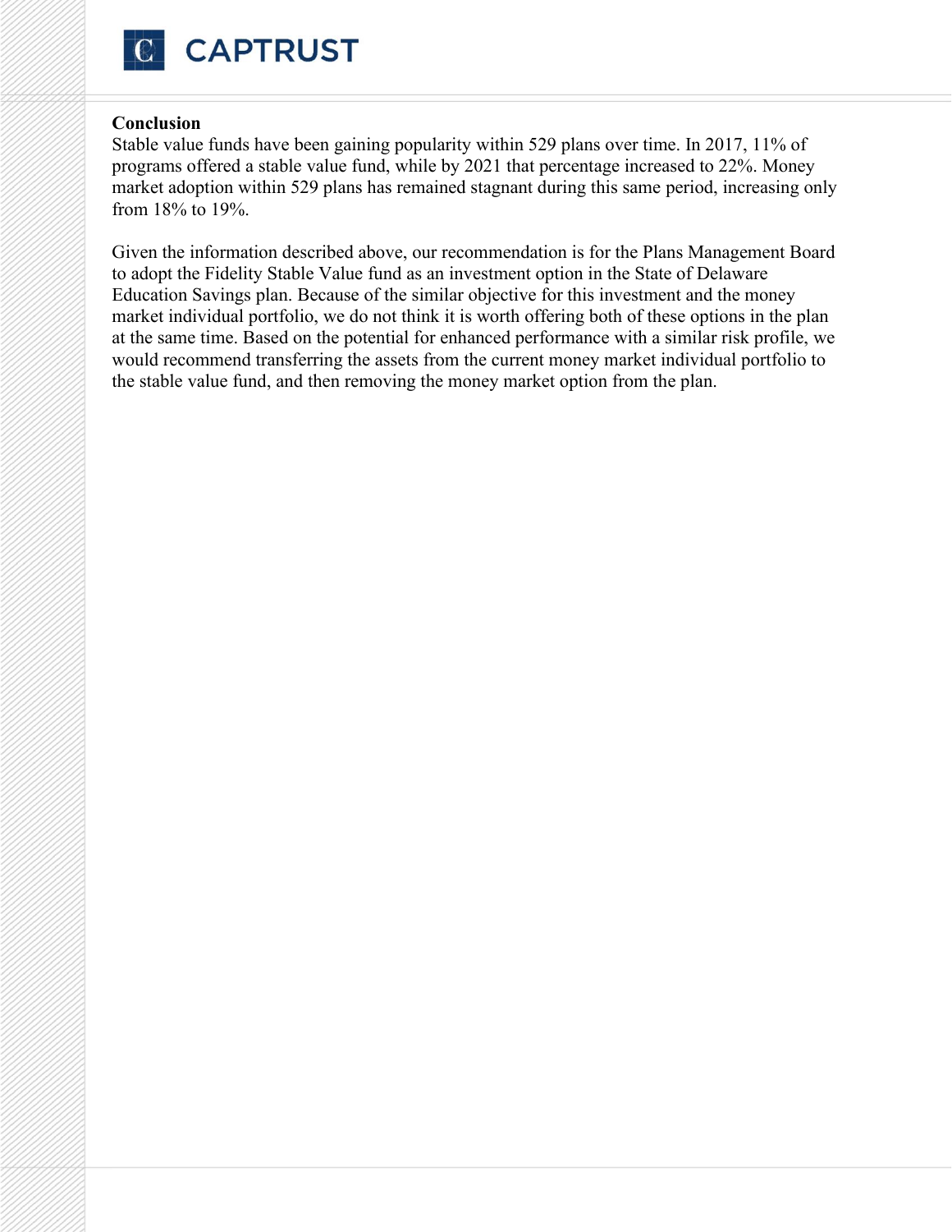**Conclusion**

Stable value funds have been gaining popularity within 529 plans over time. In 2017, 11% of programs offered a stable value fund, while by 2021 that percentage increased to 22%. Money market adoption within 529 plans has remained stagnant during this same period, increasing only from 18% to 19%.

Given the information described above, our recommendation is for the Plans Management Board to adopt the Fidelity Stable Value fund as an investment option in the State of Delaware Education Savings plan. Because of the similar objective for this investment and the money market individual portfolio, we do not think it is worth offering both of these options in the plan at the same time. Based on the potential for enhanced performance with a similar risk profile, we would recommend transferring the assets from the current money market individual portfolio to the stable value fund, and then removing the money market option from the plan.